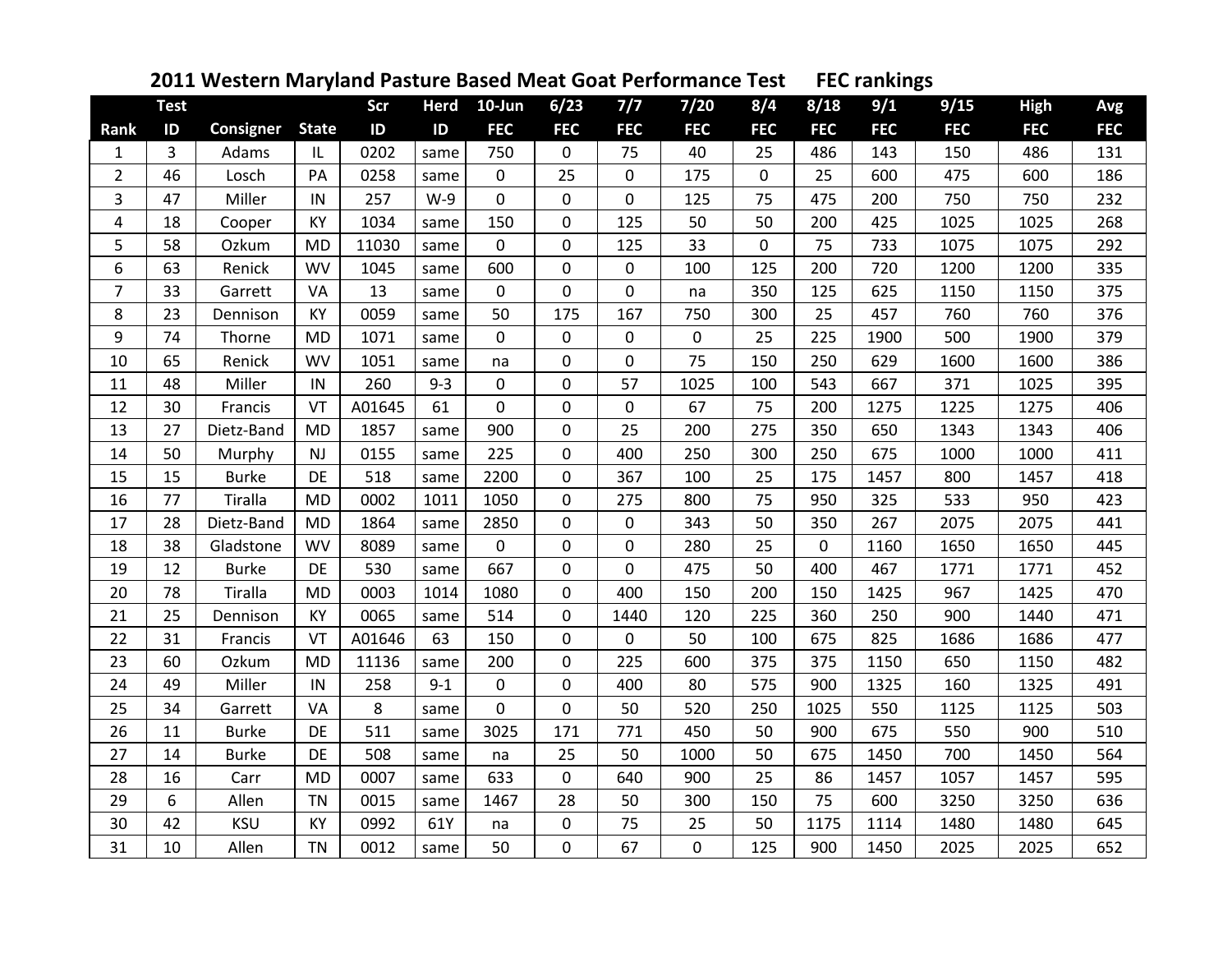# 2011 Western Maryland Pasture Based Meat Goat Performance Test FEC rankings

| Rank | Test ID | Consigner | State | Scr ID | Herd ID | 10-Jun FEC | 6/23 FEC | 7/7 FEC | 7/20 FEC | 8/4 FEC | 8/18 FEC | 9/1 FEC | 9/15 FEC | High FEC | Avg FEC |
|---|---|---|---|---|---|---|---|---|---|---|---|---|---|---|---|
| 1 | 3 | Adams | IL | 0202 | same | 750 | 0 | 75 | 40 | 25 | 486 | 143 | 150 | 486 | 131 |
| 2 | 46 | Losch | PA | 0258 | same | 0 | 25 | 0 | 175 | 0 | 25 | 600 | 475 | 600 | 186 |
| 3 | 47 | Miller | IN | 257 | W-9 | 0 | 0 | 0 | 125 | 75 | 475 | 200 | 750 | 750 | 232 |
| 4 | 18 | Cooper | KY | 1034 | same | 150 | 0 | 125 | 50 | 50 | 200 | 425 | 1025 | 1025 | 268 |
| 5 | 58 | Ozkum | MD | 11030 | same | 0 | 0 | 125 | 33 | 0 | 75 | 733 | 1075 | 1075 | 292 |
| 6 | 63 | Renick | WV | 1045 | same | 600 | 0 | 0 | 100 | 125 | 200 | 720 | 1200 | 1200 | 335 |
| 7 | 33 | Garrett | VA | 13 | same | 0 | 0 | 0 | na | 350 | 125 | 625 | 1150 | 1150 | 375 |
| 8 | 23 | Dennison | KY | 0059 | same | 50 | 175 | 167 | 750 | 300 | 25 | 457 | 760 | 760 | 376 |
| 9 | 74 | Thorne | MD | 1071 | same | 0 | 0 | 0 | 0 | 25 | 225 | 1900 | 500 | 1900 | 379 |
| 10 | 65 | Renick | WV | 1051 | same | na | 0 | 0 | 75 | 150 | 250 | 629 | 1600 | 1600 | 386 |
| 11 | 48 | Miller | IN | 260 | 9-3 | 0 | 0 | 57 | 1025 | 100 | 543 | 667 | 371 | 1025 | 395 |
| 12 | 30 | Francis | VT | A01645 | 61 | 0 | 0 | 0 | 67 | 75 | 200 | 1275 | 1225 | 1275 | 406 |
| 13 | 27 | Dietz-Band | MD | 1857 | same | 900 | 0 | 25 | 200 | 275 | 350 | 650 | 1343 | 1343 | 406 |
| 14 | 50 | Murphy | NJ | 0155 | same | 225 | 0 | 400 | 250 | 300 | 250 | 675 | 1000 | 1000 | 411 |
| 15 | 15 | Burke | DE | 518 | same | 2200 | 0 | 367 | 100 | 25 | 175 | 1457 | 800 | 1457 | 418 |
| 16 | 77 | Tiralla | MD | 0002 | 1011 | 1050 | 0 | 275 | 800 | 75 | 950 | 325 | 533 | 950 | 423 |
| 17 | 28 | Dietz-Band | MD | 1864 | same | 2850 | 0 | 0 | 343 | 50 | 350 | 267 | 2075 | 2075 | 441 |
| 18 | 38 | Gladstone | WV | 8089 | same | 0 | 0 | 0 | 280 | 25 | 0 | 1160 | 1650 | 1650 | 445 |
| 19 | 12 | Burke | DE | 530 | same | 667 | 0 | 0 | 475 | 50 | 400 | 467 | 1771 | 1771 | 452 |
| 20 | 78 | Tiralla | MD | 0003 | 1014 | 1080 | 0 | 400 | 150 | 200 | 150 | 1425 | 967 | 1425 | 470 |
| 21 | 25 | Dennison | KY | 0065 | same | 514 | 0 | 1440 | 120 | 225 | 360 | 250 | 900 | 1440 | 471 |
| 22 | 31 | Francis | VT | A01646 | 63 | 150 | 0 | 0 | 50 | 100 | 675 | 825 | 1686 | 1686 | 477 |
| 23 | 60 | Ozkum | MD | 11136 | same | 200 | 0 | 225 | 600 | 375 | 375 | 1150 | 650 | 1150 | 482 |
| 24 | 49 | Miller | IN | 258 | 9-1 | 0 | 0 | 400 | 80 | 575 | 900 | 1325 | 160 | 1325 | 491 |
| 25 | 34 | Garrett | VA | 8 | same | 0 | 0 | 50 | 520 | 250 | 1025 | 550 | 1125 | 1125 | 503 |
| 26 | 11 | Burke | DE | 511 | same | 3025 | 171 | 771 | 450 | 50 | 900 | 675 | 550 | 900 | 510 |
| 27 | 14 | Burke | DE | 508 | same | na | 25 | 50 | 1000 | 50 | 675 | 1450 | 700 | 1450 | 564 |
| 28 | 16 | Carr | MD | 0007 | same | 633 | 0 | 640 | 900 | 25 | 86 | 1457 | 1057 | 1457 | 595 |
| 29 | 6 | Allen | TN | 0015 | same | 1467 | 28 | 50 | 300 | 150 | 75 | 600 | 3250 | 3250 | 636 |
| 30 | 42 | KSU | KY | 0992 | 61Y | na | 0 | 75 | 25 | 50 | 1175 | 1114 | 1480 | 1480 | 645 |
| 31 | 10 | Allen | TN | 0012 | same | 50 | 0 | 67 | 0 | 125 | 900 | 1450 | 2025 | 2025 | 652 |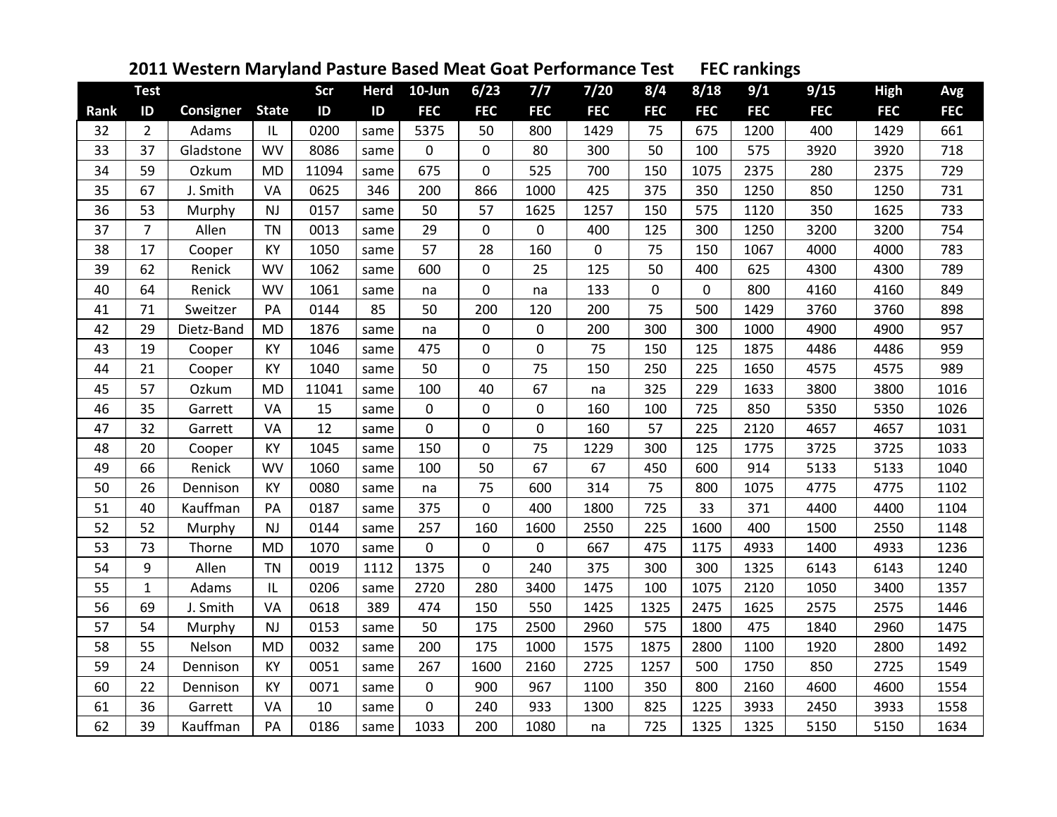## 2011 Western Maryland Pasture Based Meat Goat Performance Test FEC rankings

| Rank | Test ID | Consigner | State | Scr ID | Herd ID | 10-Jun FEC | 6/23 FEC | 7/7 FEC | 7/20 FEC | 8/4 FEC | 8/18 FEC | 9/1 FEC | 9/15 FEC | High FEC | Avg FEC |
|---|---|---|---|---|---|---|---|---|---|---|---|---|---|---|---|
| 32 | 2 | Adams | IL | 0200 | same | 5375 | 50 | 800 | 1429 | 75 | 675 | 1200 | 400 | 1429 | 661 |
| 33 | 37 | Gladstone | WV | 8086 | same | 0 | 0 | 80 | 300 | 50 | 100 | 575 | 3920 | 3920 | 718 |
| 34 | 59 | Ozkum | MD | 11094 | same | 675 | 0 | 525 | 700 | 150 | 1075 | 2375 | 280 | 2375 | 729 |
| 35 | 67 | J. Smith | VA | 0625 | 346 | 200 | 866 | 1000 | 425 | 375 | 350 | 1250 | 850 | 1250 | 731 |
| 36 | 53 | Murphy | NJ | 0157 | same | 50 | 57 | 1625 | 1257 | 150 | 575 | 1120 | 350 | 1625 | 733 |
| 37 | 7 | Allen | TN | 0013 | same | 29 | 0 | 0 | 400 | 125 | 300 | 1250 | 3200 | 3200 | 754 |
| 38 | 17 | Cooper | KY | 1050 | same | 57 | 28 | 160 | 0 | 75 | 150 | 1067 | 4000 | 4000 | 783 |
| 39 | 62 | Renick | WV | 1062 | same | 600 | 0 | 25 | 125 | 50 | 400 | 625 | 4300 | 4300 | 789 |
| 40 | 64 | Renick | WV | 1061 | same | na | 0 | na | 133 | 0 | 0 | 800 | 4160 | 4160 | 849 |
| 41 | 71 | Sweitzer | PA | 0144 | 85 | 50 | 200 | 120 | 200 | 75 | 500 | 1429 | 3760 | 3760 | 898 |
| 42 | 29 | Dietz-Band | MD | 1876 | same | na | 0 | 0 | 200 | 300 | 300 | 1000 | 4900 | 4900 | 957 |
| 43 | 19 | Cooper | KY | 1046 | same | 475 | 0 | 0 | 75 | 150 | 125 | 1875 | 4486 | 4486 | 959 |
| 44 | 21 | Cooper | KY | 1040 | same | 50 | 0 | 75 | 150 | 250 | 225 | 1650 | 4575 | 4575 | 989 |
| 45 | 57 | Ozkum | MD | 11041 | same | 100 | 40 | 67 | na | 325 | 229 | 1633 | 3800 | 3800 | 1016 |
| 46 | 35 | Garrett | VA | 15 | same | 0 | 0 | 0 | 160 | 100 | 725 | 850 | 5350 | 5350 | 1026 |
| 47 | 32 | Garrett | VA | 12 | same | 0 | 0 | 0 | 160 | 57 | 225 | 2120 | 4657 | 4657 | 1031 |
| 48 | 20 | Cooper | KY | 1045 | same | 150 | 0 | 75 | 1229 | 300 | 125 | 1775 | 3725 | 3725 | 1033 |
| 49 | 66 | Renick | WV | 1060 | same | 100 | 50 | 67 | 67 | 450 | 600 | 914 | 5133 | 5133 | 1040 |
| 50 | 26 | Dennison | KY | 0080 | same | na | 75 | 600 | 314 | 75 | 800 | 1075 | 4775 | 4775 | 1102 |
| 51 | 40 | Kauffman | PA | 0187 | same | 375 | 0 | 400 | 1800 | 725 | 33 | 371 | 4400 | 4400 | 1104 |
| 52 | 52 | Murphy | NJ | 0144 | same | 257 | 160 | 1600 | 2550 | 225 | 1600 | 400 | 1500 | 2550 | 1148 |
| 53 | 73 | Thorne | MD | 1070 | same | 0 | 0 | 0 | 667 | 475 | 1175 | 4933 | 1400 | 4933 | 1236 |
| 54 | 9 | Allen | TN | 0019 | 1112 | 1375 | 0 | 240 | 375 | 300 | 300 | 1325 | 6143 | 6143 | 1240 |
| 55 | 1 | Adams | IL | 0206 | same | 2720 | 280 | 3400 | 1475 | 100 | 1075 | 2120 | 1050 | 3400 | 1357 |
| 56 | 69 | J. Smith | VA | 0618 | 389 | 474 | 150 | 550 | 1425 | 1325 | 2475 | 1625 | 2575 | 2575 | 1446 |
| 57 | 54 | Murphy | NJ | 0153 | same | 50 | 175 | 2500 | 2960 | 575 | 1800 | 475 | 1840 | 2960 | 1475 |
| 58 | 55 | Nelson | MD | 0032 | same | 200 | 175 | 1000 | 1575 | 1875 | 2800 | 1100 | 1920 | 2800 | 1492 |
| 59 | 24 | Dennison | KY | 0051 | same | 267 | 1600 | 2160 | 2725 | 1257 | 500 | 1750 | 850 | 2725 | 1549 |
| 60 | 22 | Dennison | KY | 0071 | same | 0 | 900 | 967 | 1100 | 350 | 800 | 2160 | 4600 | 4600 | 1554 |
| 61 | 36 | Garrett | VA | 10 | same | 0 | 240 | 933 | 1300 | 825 | 1225 | 3933 | 2450 | 3933 | 1558 |
| 62 | 39 | Kauffman | PA | 0186 | same | 1033 | 200 | 1080 | na | 725 | 1325 | 1325 | 5150 | 5150 | 1634 |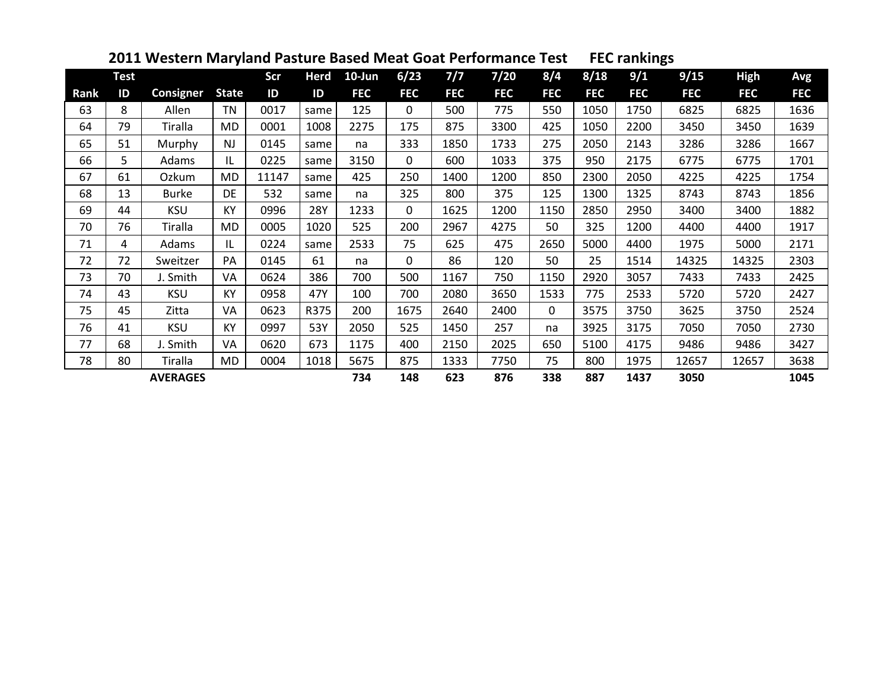## 2011 Western Maryland Pasture Based Meat Goat Performance Test FEC rankings

| Rank | Test ID | Consigner | State | Scr ID | Herd ID | 10-Jun FEC | 6/23 FEC | 7/7 FEC | 7/20 FEC | 8/4 FEC | 8/18 FEC | 9/1 FEC | 9/15 FEC | High FEC | Avg FEC |
|---|---|---|---|---|---|---|---|---|---|---|---|---|---|---|---|
| 63 | 8 | Allen | TN | 0017 | same | 125 | 0 | 500 | 775 | 550 | 1050 | 1750 | 6825 | 6825 | 1636 |
| 64 | 79 | Tiralla | MD | 0001 | 1008 | 2275 | 175 | 875 | 3300 | 425 | 1050 | 2200 | 3450 | 3450 | 1639 |
| 65 | 51 | Murphy | NJ | 0145 | same | na | 333 | 1850 | 1733 | 275 | 2050 | 2143 | 3286 | 3286 | 1667 |
| 66 | 5 | Adams | IL | 0225 | same | 3150 | 0 | 600 | 1033 | 375 | 950 | 2175 | 6775 | 6775 | 1701 |
| 67 | 61 | Ozkum | MD | 11147 | same | 425 | 250 | 1400 | 1200 | 850 | 2300 | 2050 | 4225 | 4225 | 1754 |
| 68 | 13 | Burke | DE | 532 | same | na | 325 | 800 | 375 | 125 | 1300 | 1325 | 8743 | 8743 | 1856 |
| 69 | 44 | KSU | KY | 0996 | 28Y | 1233 | 0 | 1625 | 1200 | 1150 | 2850 | 2950 | 3400 | 3400 | 1882 |
| 70 | 76 | Tiralla | MD | 0005 | 1020 | 525 | 200 | 2967 | 4275 | 50 | 325 | 1200 | 4400 | 4400 | 1917 |
| 71 | 4 | Adams | IL | 0224 | same | 2533 | 75 | 625 | 475 | 2650 | 5000 | 4400 | 1975 | 5000 | 2171 |
| 72 | 72 | Sweitzer | PA | 0145 | 61 | na | 0 | 86 | 120 | 50 | 25 | 1514 | 14325 | 14325 | 2303 |
| 73 | 70 | J. Smith | VA | 0624 | 386 | 700 | 500 | 1167 | 750 | 1150 | 2920 | 3057 | 7433 | 7433 | 2425 |
| 74 | 43 | KSU | KY | 0958 | 47Y | 100 | 700 | 2080 | 3650 | 1533 | 775 | 2533 | 5720 | 5720 | 2427 |
| 75 | 45 | Zitta | VA | 0623 | R375 | 200 | 1675 | 2640 | 2400 | 0 | 3575 | 3750 | 3625 | 3750 | 2524 |
| 76 | 41 | KSU | KY | 0997 | 53Y | 2050 | 525 | 1450 | 257 | na | 3925 | 3175 | 7050 | 7050 | 2730 |
| 77 | 68 | J. Smith | VA | 0620 | 673 | 1175 | 400 | 2150 | 2025 | 650 | 5100 | 4175 | 9486 | 9486 | 3427 |
| 78 | 80 | Tiralla | MD | 0004 | 1018 | 5675 | 875 | 1333 | 7750 | 75 | 800 | 1975 | 12657 | 12657 | 3638 |
| | | **AVERAGES** | | | | **734** | **148** | **623** | **876** | **338** | **887** | **1437** | **3050** | | **1045** |